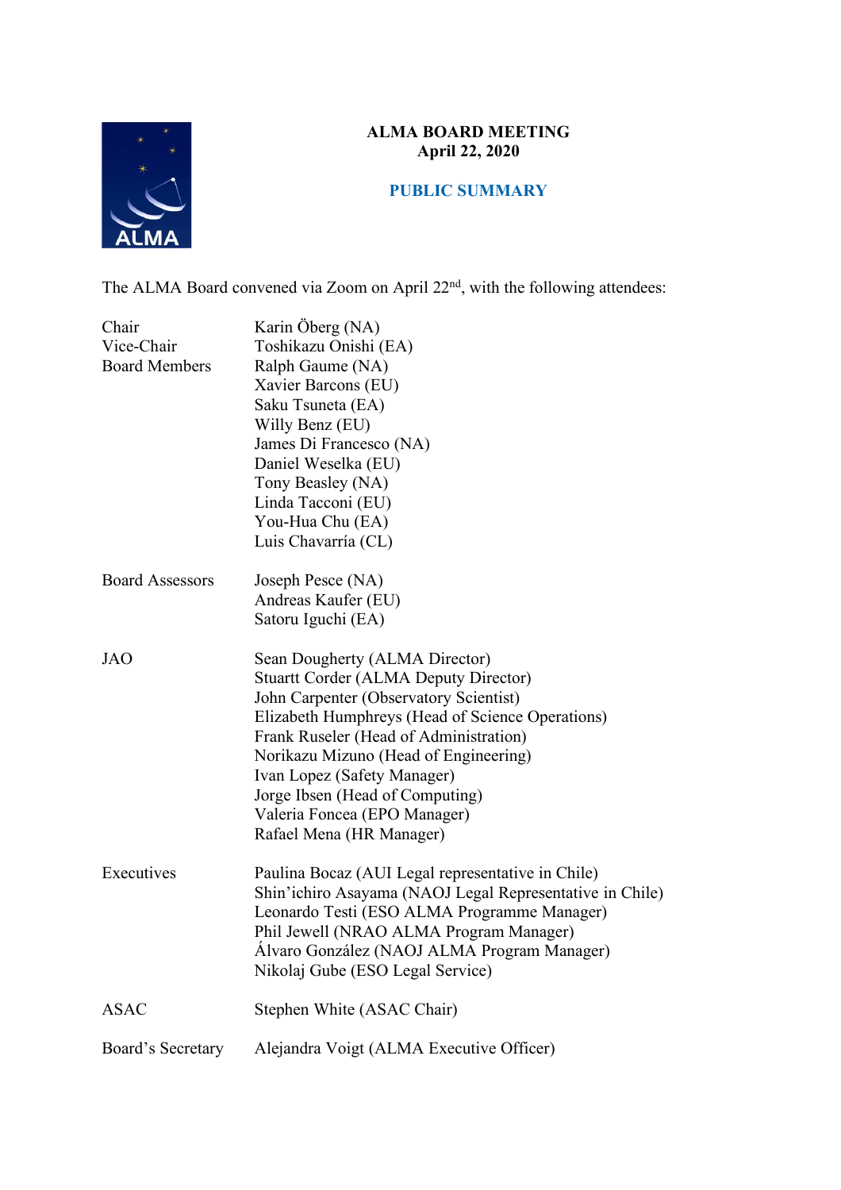# ALMA BOARD MEETING
**April 22, 2020**

**PUBLIC SUMMARY**

The ALMA Board convened via Zoom on April 22nd, with the following attendees:

| | |
|---|---|
| Chair | Karin Öberg (NA) |
| Vice-Chair | Toshikazu Onishi (EA) |
| Board Members | Ralph Gaume (NA) |
| | Xavier Barcons (EU) |
| | Saku Tsuneta (EA) |
| | Willy Benz (EU) |
| | James Di Francesco (NA) |
| | Daniel Weselka (EU) |
| | Tony Beasley (NA) |
| | Linda Tacconi (EU) |
| | You-Hua Chu (EA) |
| | Luis Chavarría (CL) |
| Board Assessors | Joseph Pesce (NA) |
| | Andreas Kaufer (EU) |
| | Satoru Iguchi (EA) |
| JAO | Sean Dougherty (ALMA Director) |
| | Stuartt Corder (ALMA Deputy Director) |
| | John Carpenter (Observatory Scientist) |
| | Elizabeth Humphreys (Head of Science Operations) |
| | Frank Ruseler (Head of Administration) |
| | Norikazu Mizuno (Head of Engineering) |
| | Ivan Lopez (Safety Manager) |
| | Jorge Ibsen (Head of Computing) |
| | Valeria Foncea (EPO Manager) |
| | Rafael Mena (HR Manager) |
| Executives | Paulina Bocaz (AUI Legal representative in Chile) |
| | Shin'ichiro Asayama (NAOJ Legal Representative in Chile) |
| | Leonardo Testi (ESO ALMA Programme Manager) |
| | Phil Jewell (NRAO ALMA Program Manager) |
| | Álvaro González (NAOJ ALMA Program Manager) |
| | Nikolaj Gube (ESO Legal Service) |
| ASAC | Stephen White (ASAC Chair) |
| Board's Secretary | Alejandra Voigt (ALMA Executive Officer) |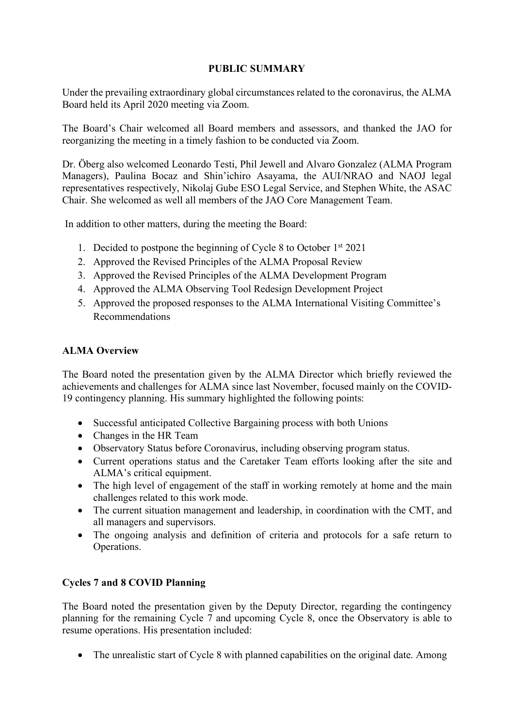## PUBLIC SUMMARY

Under the prevailing extraordinary global circumstances related to the coronavirus, the ALMA Board held its April 2020 meeting via Zoom.

The Board's Chair welcomed all Board members and assessors, and thanked the JAO for reorganizing the meeting in a timely fashion to be conducted via Zoom.

Dr. Öberg also welcomed Leonardo Testi, Phil Jewell and Alvaro Gonzalez (ALMA Program Managers), Paulina Bocaz and Shin'ichiro Asayama, the AUI/NRAO and NAOJ legal representatives respectively, Nikolaj Gube ESO Legal Service, and Stephen White, the ASAC Chair. She welcomed as well all members of the JAO Core Management Team.

In addition to other matters, during the meeting the Board:

1. Decided to postpone the beginning of Cycle 8 to October 1st 2021
2. Approved the Revised Principles of the ALMA Proposal Review
3. Approved the Revised Principles of the ALMA Development Program
4. Approved the ALMA Observing Tool Redesign Development Project
5. Approved the proposed responses to the ALMA International Visiting Committee's Recommendations

### ALMA Overview

The Board noted the presentation given by the ALMA Director which briefly reviewed the achievements and challenges for ALMA since last November, focused mainly on the COVID-19 contingency planning. His summary highlighted the following points:

- Successful anticipated Collective Bargaining process with both Unions
- Changes in the HR Team
- Observatory Status before Coronavirus, including observing program status.
- Current operations status and the Caretaker Team efforts looking after the site and ALMA's critical equipment.
- The high level of engagement of the staff in working remotely at home and the main challenges related to this work mode.
- The current situation management and leadership, in coordination with the CMT, and all managers and supervisors.
- The ongoing analysis and definition of criteria and protocols for a safe return to Operations.

### Cycles 7 and 8 COVID Planning

The Board noted the presentation given by the Deputy Director, regarding the contingency planning for the remaining Cycle 7 and upcoming Cycle 8, once the Observatory is able to resume operations. His presentation included:

- The unrealistic start of Cycle 8 with planned capabilities on the original date. Among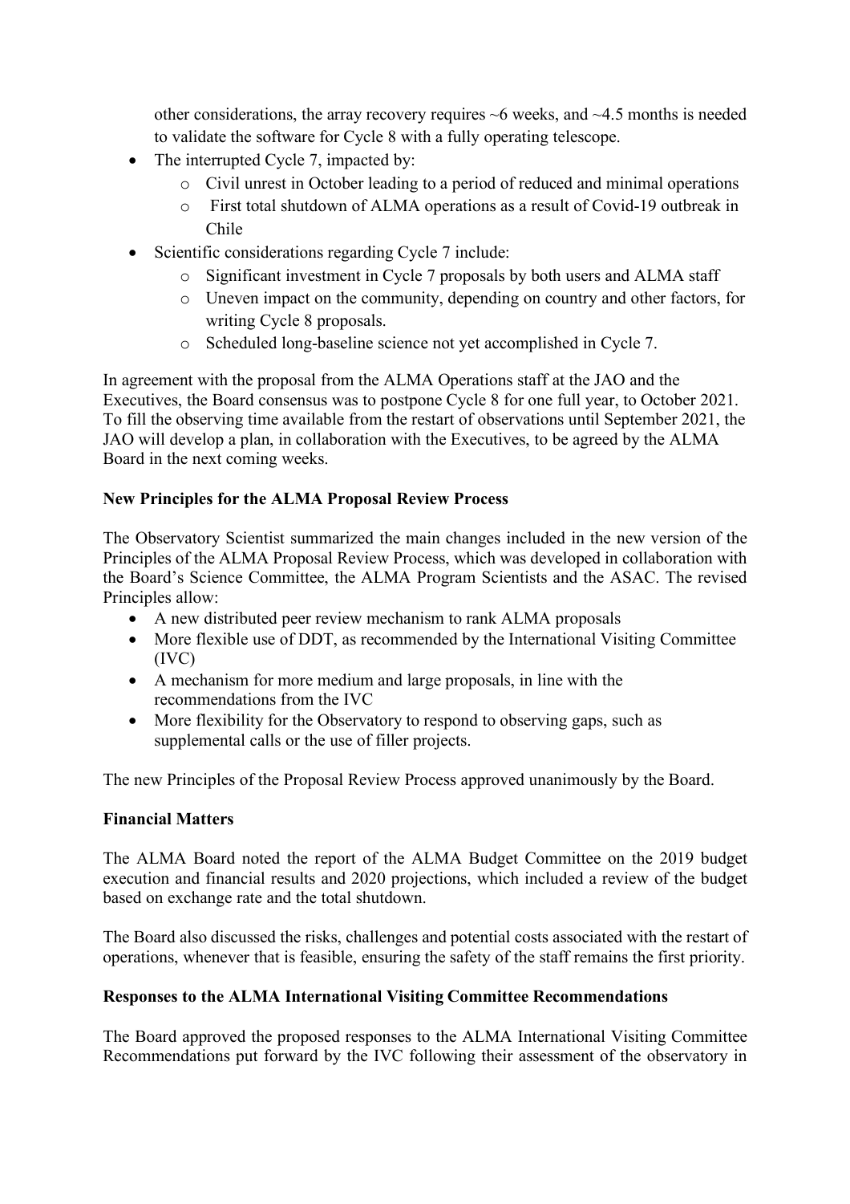other considerations, the array recovery requires ~6 weeks, and ~4.5 months is needed to validate the software for Cycle 8 with a fully operating telescope.

- The interrupted Cycle 7, impacted by:
    - Civil unrest in October leading to a period of reduced and minimal operations
    - First total shutdown of ALMA operations as a result of Covid-19 outbreak in Chile
- Scientific considerations regarding Cycle 7 include:
    - Significant investment in Cycle 7 proposals by both users and ALMA staff
    - Uneven impact on the community, depending on country and other factors, for writing Cycle 8 proposals.
    - Scheduled long-baseline science not yet accomplished in Cycle 7.

In agreement with the proposal from the ALMA Operations staff at the JAO and the Executives, the Board consensus was to postpone Cycle 8 for one full year, to October 2021. To fill the observing time available from the restart of observations until September 2021, the JAO will develop a plan, in collaboration with the Executives, to be agreed by the ALMA Board in the next coming weeks.

**New Principles for the ALMA Proposal Review Process**

The Observatory Scientist summarized the main changes included in the new version of the Principles of the ALMA Proposal Review Process, which was developed in collaboration with the Board's Science Committee, the ALMA Program Scientists and the ASAC. The revised Principles allow:

- A new distributed peer review mechanism to rank ALMA proposals
- More flexible use of DDT, as recommended by the International Visiting Committee (IVC)
- A mechanism for more medium and large proposals, in line with the recommendations from the IVC
- More flexibility for the Observatory to respond to observing gaps, such as supplemental calls or the use of filler projects.

The new Principles of the Proposal Review Process approved unanimously by the Board.

**Financial Matters**

The ALMA Board noted the report of the ALMA Budget Committee on the 2019 budget execution and financial results and 2020 projections, which included a review of the budget based on exchange rate and the total shutdown.

The Board also discussed the risks, challenges and potential costs associated with the restart of operations, whenever that is feasible, ensuring the safety of the staff remains the first priority.

**Responses to the ALMA International Visiting Committee Recommendations**

The Board approved the proposed responses to the ALMA International Visiting Committee Recommendations put forward by the IVC following their assessment of the observatory in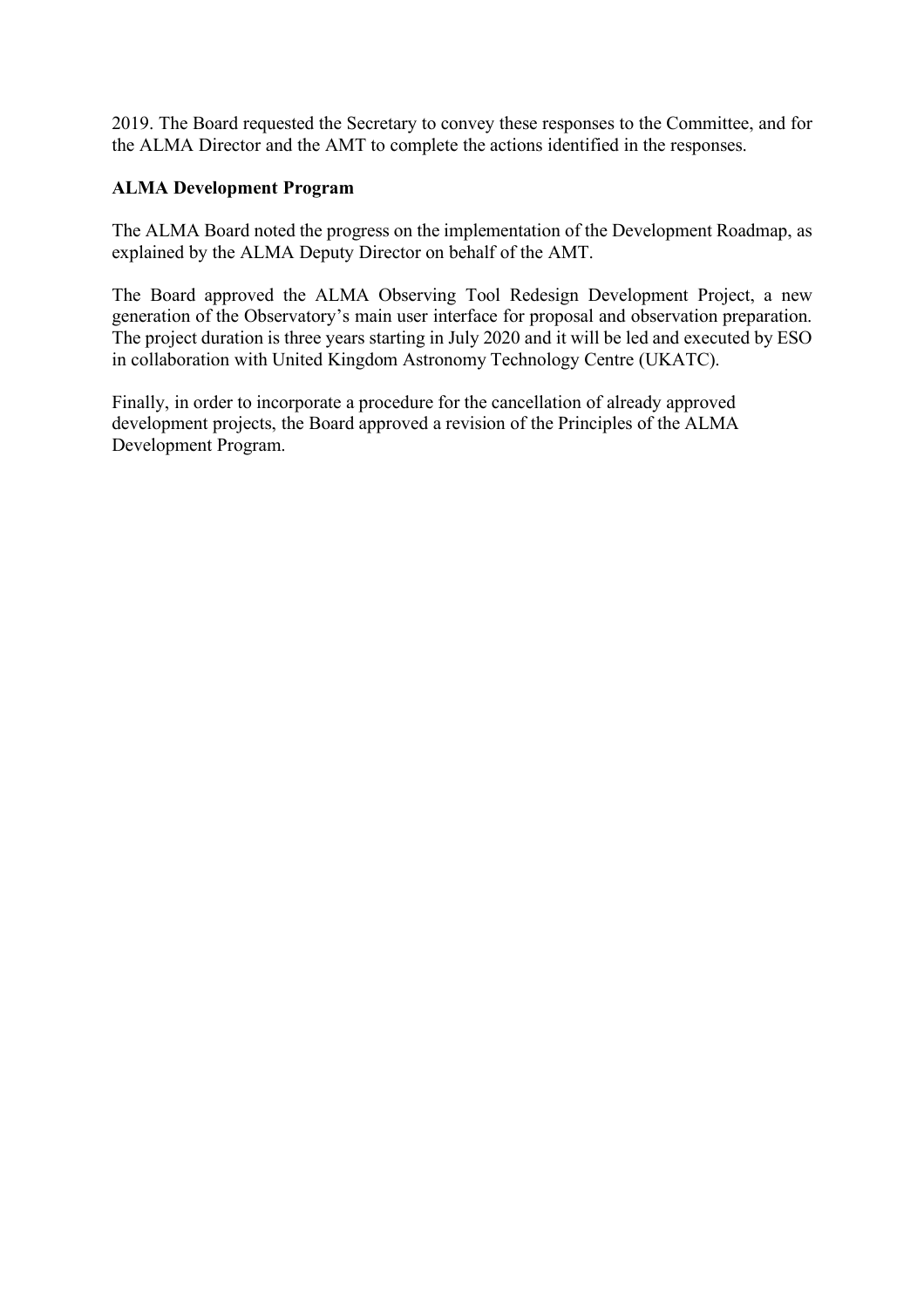2019. The Board requested the Secretary to convey these responses to the Committee, and for the ALMA Director and the AMT to complete the actions identified in the responses.

**ALMA Development Program**

The ALMA Board noted the progress on the implementation of the Development Roadmap, as explained by the ALMA Deputy Director on behalf of the AMT.

The Board approved the ALMA Observing Tool Redesign Development Project, a new generation of the Observatory's main user interface for proposal and observation preparation. The project duration is three years starting in July 2020 and it will be led and executed by ESO in collaboration with United Kingdom Astronomy Technology Centre (UKATC).

Finally, in order to incorporate a procedure for the cancellation of already approved development projects, the Board approved a revision of the Principles of the ALMA Development Program.